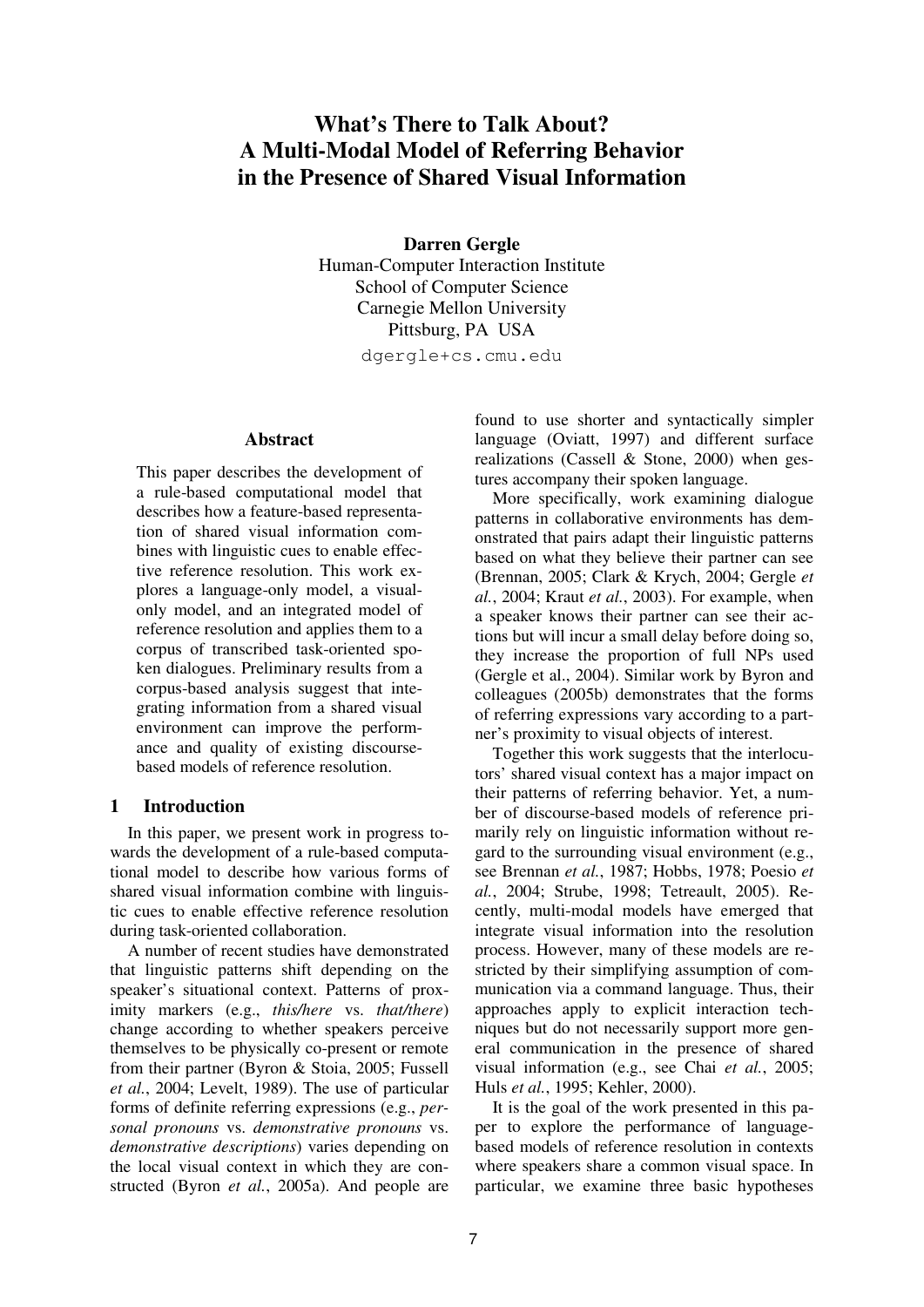# What's There to Talk About? A Multi-Modal Model of Referring Behavior in the Presence of Shared Visual Information

**Darren Gergle**
Human-Computer Interaction Institute
School of Computer Science
Carnegie Mellon University
Pittsburg, PA USA
dgergle+cs.cmu.edu

## Abstract

This paper describes the development of a rule-based computational model that describes how a feature-based representation of shared visual information combines with linguistic cues to enable effective reference resolution. This work explores a language-only model, a visual-only model, and an integrated model of reference resolution and applies them to a corpus of transcribed task-oriented spoken dialogues. Preliminary results from a corpus-based analysis suggest that integrating information from a shared visual environment can improve the performance and quality of existing discourse-based models of reference resolution.

## 1 Introduction

In this paper, we present work in progress towards the development of a rule-based computational model to describe how various forms of shared visual information combine with linguistic cues to enable effective reference resolution during task-oriented collaboration.

A number of recent studies have demonstrated that linguistic patterns shift depending on the speaker's situational context. Patterns of proximity markers (e.g., *this/here* vs. *that/there*) change according to whether speakers perceive themselves to be physically co-present or remote from their partner (Byron & Stoia, 2005; Fussell *et al.*, 2004; Levelt, 1989). The use of particular forms of definite referring expressions (e.g., *personal pronouns* vs. *demonstrative pronouns* vs. *demonstrative descriptions*) varies depending on the local visual context in which they are constructed (Byron *et al.*, 2005a). And people are found to use shorter and syntactically simpler language (Oviatt, 1997) and different surface realizations (Cassell & Stone, 2000) when gestures accompany their spoken language.

More specifically, work examining dialogue patterns in collaborative environments has demonstrated that pairs adapt their linguistic patterns based on what they believe their partner can see (Brennan, 2005; Clark & Krych, 2004; Gergle *et al.*, 2004; Kraut *et al.*, 2003). For example, when a speaker knows their partner can see their actions but will incur a small delay before doing so, they increase the proportion of full NPs used (Gergle et al., 2004). Similar work by Byron and colleagues (2005b) demonstrates that the forms of referring expressions vary according to a partner's proximity to visual objects of interest.

Together this work suggests that the interlocutors' shared visual context has a major impact on their patterns of referring behavior. Yet, a number of discourse-based models of reference primarily rely on linguistic information without regard to the surrounding visual environment (e.g., see Brennan *et al.*, 1987; Hobbs, 1978; Poesio *et al.*, 2004; Strube, 1998; Tetreault, 2005). Recently, multi-modal models have emerged that integrate visual information into the resolution process. However, many of these models are restricted by their simplifying assumption of communication via a command language. Thus, their approaches apply to explicit interaction techniques but do not necessarily support more general communication in the presence of shared visual information (e.g., see Chai *et al.*, 2005; Huls *et al.*, 1995; Kehler, 2000).

It is the goal of the work presented in this paper to explore the performance of language-based models of reference resolution in contexts where speakers share a common visual space. In particular, we examine three basic hypotheses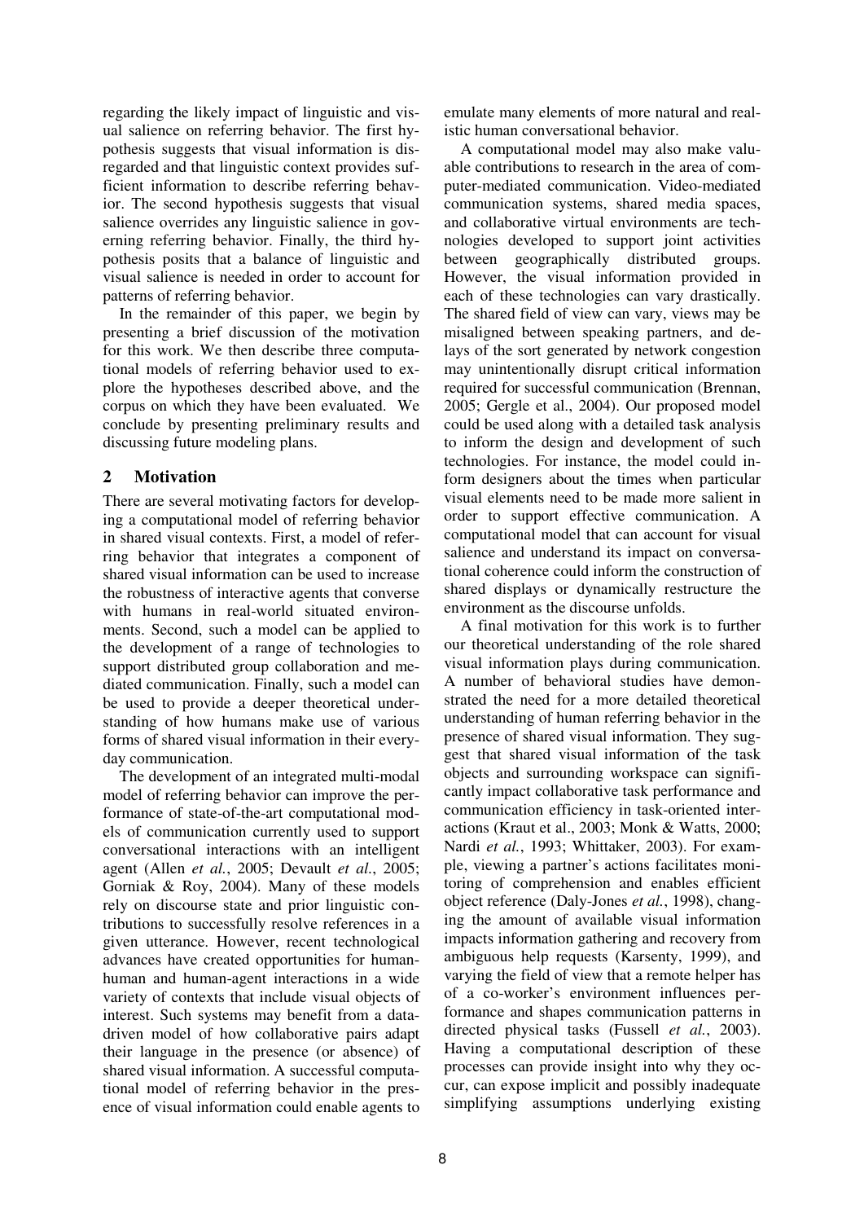regarding the likely impact of linguistic and visual salience on referring behavior. The first hypothesis suggests that visual information is disregarded and that linguistic context provides sufficient information to describe referring behavior. The second hypothesis suggests that visual salience overrides any linguistic salience in governing referring behavior. Finally, the third hypothesis posits that a balance of linguistic and visual salience is needed in order to account for patterns of referring behavior.

In the remainder of this paper, we begin by presenting a brief discussion of the motivation for this work. We then describe three computational models of referring behavior used to explore the hypotheses described above, and the corpus on which they have been evaluated. We conclude by presenting preliminary results and discussing future modeling plans.

## 2 Motivation

There are several motivating factors for developing a computational model of referring behavior in shared visual contexts. First, a model of referring behavior that integrates a component of shared visual information can be used to increase the robustness of interactive agents that converse with humans in real-world situated environments. Second, such a model can be applied to the development of a range of technologies to support distributed group collaboration and mediated communication. Finally, such a model can be used to provide a deeper theoretical understanding of how humans make use of various forms of shared visual information in their everyday communication.

The development of an integrated multi-modal model of referring behavior can improve the performance of state-of-the-art computational models of communication currently used to support conversational interactions with an intelligent agent (Allen *et al.*, 2005; Devault *et al.*, 2005; Gorniak & Roy, 2004). Many of these models rely on discourse state and prior linguistic contributions to successfully resolve references in a given utterance. However, recent technological advances have created opportunities for human-human and human-agent interactions in a wide variety of contexts that include visual objects of interest. Such systems may benefit from a data-driven model of how collaborative pairs adapt their language in the presence (or absence) of shared visual information. A successful computational model of referring behavior in the presence of visual information could enable agents to emulate many elements of more natural and realistic human conversational behavior.

A computational model may also make valuable contributions to research in the area of computer-mediated communication. Video-mediated communication systems, shared media spaces, and collaborative virtual environments are technologies developed to support joint activities between geographically distributed groups. However, the visual information provided in each of these technologies can vary drastically. The shared field of view can vary, views may be misaligned between speaking partners, and delays of the sort generated by network congestion may unintentionally disrupt critical information required for successful communication (Brennan, 2005; Gergle et al., 2004). Our proposed model could be used along with a detailed task analysis to inform the design and development of such technologies. For instance, the model could inform designers about the times when particular visual elements need to be made more salient in order to support effective communication. A computational model that can account for visual salience and understand its impact on conversational coherence could inform the construction of shared displays or dynamically restructure the environment as the discourse unfolds.

A final motivation for this work is to further our theoretical understanding of the role shared visual information plays during communication. A number of behavioral studies have demonstrated the need for a more detailed theoretical understanding of human referring behavior in the presence of shared visual information. They suggest that shared visual information of the task objects and surrounding workspace can significantly impact collaborative task performance and communication efficiency in task-oriented interactions (Kraut et al., 2003; Monk & Watts, 2000; Nardi *et al.*, 1993; Whittaker, 2003). For example, viewing a partner's actions facilitates monitoring of comprehension and enables efficient object reference (Daly-Jones *et al.*, 1998), changing the amount of available visual information impacts information gathering and recovery from ambiguous help requests (Karsenty, 1999), and varying the field of view that a remote helper has of a co-worker's environment influences performance and shapes communication patterns in directed physical tasks (Fussell *et al.*, 2003). Having a computational description of these processes can provide insight into why they occur, can expose implicit and possibly inadequate simplifying assumptions underlying existing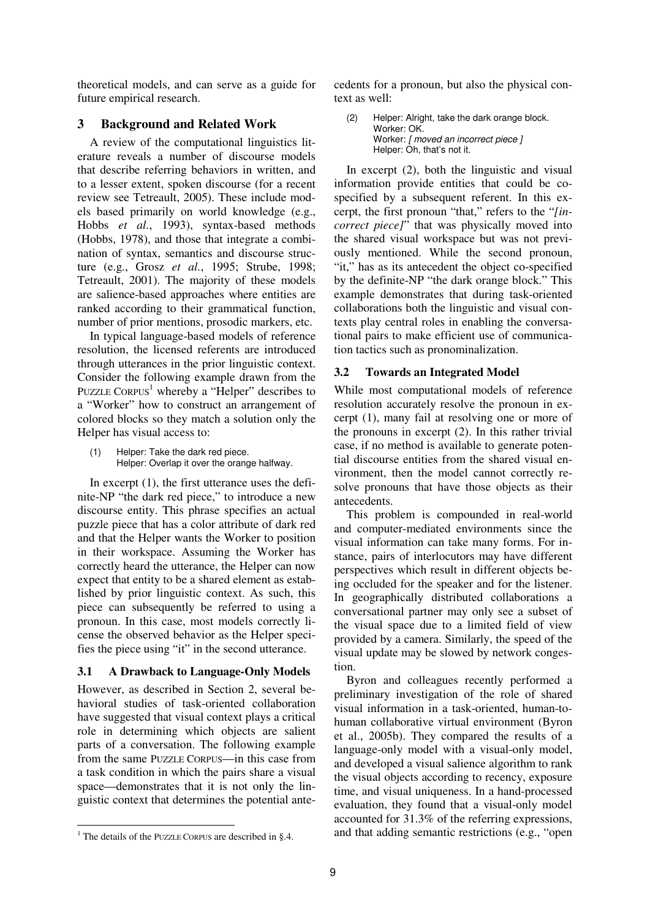theoretical models, and can serve as a guide for future empirical research.

## 3 Background and Related Work

A review of the computational linguistics literature reveals a number of discourse models that describe referring behaviors in written, and to a lesser extent, spoken discourse (for a recent review see Tetreault, 2005). These include models based primarily on world knowledge (e.g., Hobbs *et al.*, 1993), syntax-based methods (Hobbs, 1978), and those that integrate a combination of syntax, semantics and discourse structure (e.g., Grosz *et al.*, 1995; Strube, 1998; Tetreault, 2001). The majority of these models are salience-based approaches where entities are ranked according to their grammatical function, number of prior mentions, prosodic markers, etc.

In typical language-based models of reference resolution, the licensed referents are introduced through utterances in the prior linguistic context. Consider the following example drawn from the PUZZLE CORPUS[1] whereby a "Helper" describes to a "Worker" how to construct an arrangement of colored blocks so they match a solution only the Helper has visual access to:

(1) Helper: Take the dark red piece.
Helper: Overlap it over the orange halfway.

In excerpt (1), the first utterance uses the definite-NP "the dark red piece," to introduce a new discourse entity. This phrase specifies an actual puzzle piece that has a color attribute of dark red and that the Helper wants the Worker to position in their workspace. Assuming the Worker has correctly heard the utterance, the Helper can now expect that entity to be a shared element as established by prior linguistic context. As such, this piece can subsequently be referred to using a pronoun. In this case, most models correctly license the observed behavior as the Helper specifies the piece using "it" in the second utterance.

### 3.1 A Drawback to Language-Only Models

However, as described in Section 2, several behavioral studies of task-oriented collaboration have suggested that visual context plays a critical role in determining which objects are salient parts of a conversation. The following example from the same PUZZLE CORPUS—in this case from a task condition in which the pairs share a visual space—demonstrates that it is not only the linguistic context that determines the potential antecedents for a pronoun, but also the physical context as well:

(2) Helper: Alright, take the dark orange block.
Worker: OK.
Worker: *[ moved an incorrect piece ]*
Helper: Oh, that's not it.

In excerpt (2), both the linguistic and visual information provide entities that could be co-specified by a subsequent referent. In this excerpt, the first pronoun "that," refers to the "*[incorrect piece]*" that was physically moved into the shared visual workspace but was not previously mentioned. While the second pronoun, "it," has as its antecedent the object co-specified by the definite-NP "the dark orange block." This example demonstrates that during task-oriented collaborations both the linguistic and visual contexts play central roles in enabling the conversational pairs to make efficient use of communication tactics such as pronominalization.

### 3.2 Towards an Integrated Model

While most computational models of reference resolution accurately resolve the pronoun in excerpt (1), many fail at resolving one or more of the pronouns in excerpt (2). In this rather trivial case, if no method is available to generate potential discourse entities from the shared visual environment, then the model cannot correctly resolve pronouns that have those objects as their antecedents.

This problem is compounded in real-world and computer-mediated environments since the visual information can take many forms. For instance, pairs of interlocutors may have different perspectives which result in different objects being occluded for the speaker and for the listener. In geographically distributed collaborations a conversational partner may only see a subset of the visual space due to a limited field of view provided by a camera. Similarly, the speed of the visual update may be slowed by network congestion.

Byron and colleagues recently performed a preliminary investigation of the role of shared visual information in a task-oriented, human-to-human collaborative virtual environment (Byron et al., 2005b). They compared the results of a language-only model with a visual-only model, and developed a visual salience algorithm to rank the visual objects according to recency, exposure time, and visual uniqueness. In a hand-processed evaluation, they found that a visual-only model accounted for 31.3% of the referring expressions, and that adding semantic restrictions (e.g., "open

[1] The details of the PUZZLE CORPUS are described in §.4.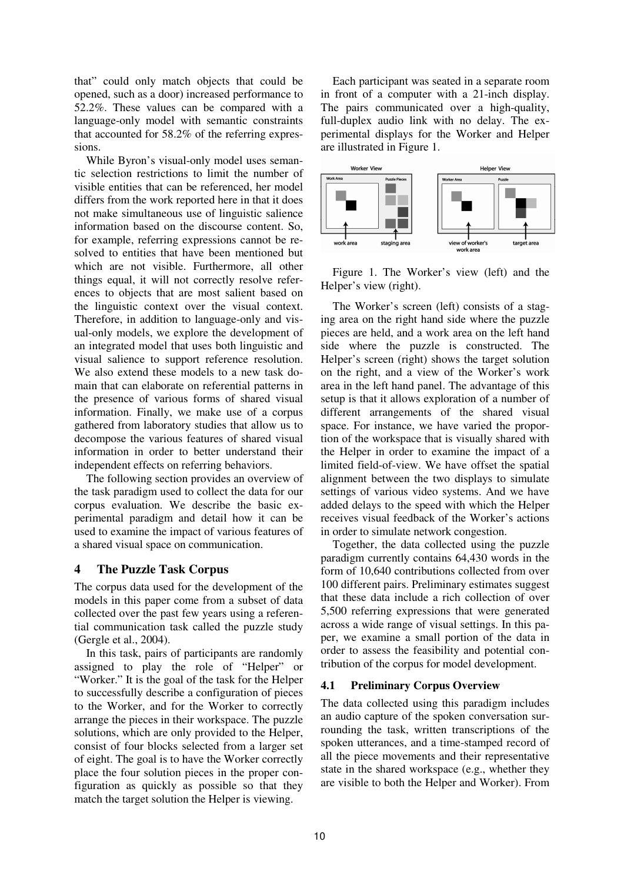that" could only match objects that could be opened, such as a door) increased performance to 52.2%. These values can be compared with a language-only model with semantic constraints that accounted for 58.2% of the referring expressions.

While Byron's visual-only model uses semantic selection restrictions to limit the number of visible entities that can be referenced, her model differs from the work reported here in that it does not make simultaneous use of linguistic salience information based on the discourse content. So, for example, referring expressions cannot be resolved to entities that have been mentioned but which are not visible. Furthermore, all other things equal, it will not correctly resolve references to objects that are most salient based on the linguistic context over the visual context. Therefore, in addition to language-only and visual-only models, we explore the development of an integrated model that uses both linguistic and visual salience to support reference resolution. We also extend these models to a new task domain that can elaborate on referential patterns in the presence of various forms of shared visual information. Finally, we make use of a corpus gathered from laboratory studies that allow us to decompose the various features of shared visual information in order to better understand their independent effects on referring behaviors.

The following section provides an overview of the task paradigm used to collect the data for our corpus evaluation. We describe the basic experimental paradigm and detail how it can be used to examine the impact of various features of a shared visual space on communication.

## 4 The Puzzle Task Corpus

The corpus data used for the development of the models in this paper come from a subset of data collected over the past few years using a referential communication task called the puzzle study (Gergle et al., 2004).

In this task, pairs of participants are randomly assigned to play the role of "Helper" or "Worker." It is the goal of the task for the Helper to successfully describe a configuration of pieces to the Worker, and for the Worker to correctly arrange the pieces in their workspace. The puzzle solutions, which are only provided to the Helper, consist of four blocks selected from a larger set of eight. The goal is to have the Worker correctly place the four solution pieces in the proper configuration as quickly as possible so that they match the target solution the Helper is viewing.

Each participant was seated in a separate room in front of a computer with a 21-inch display. The pairs communicated over a high-quality, full-duplex audio link with no delay. The experimental displays for the Worker and Helper are illustrated in Figure 1.

Figure 1. The Worker's view (left) and the Helper's view (right).

The Worker's screen (left) consists of a staging area on the right hand side where the puzzle pieces are held, and a work area on the left hand side where the puzzle is constructed. The Helper's screen (right) shows the target solution on the right, and a view of the Worker's work area in the left hand panel. The advantage of this setup is that it allows exploration of a number of different arrangements of the shared visual space. For instance, we have varied the proportion of the workspace that is visually shared with the Helper in order to examine the impact of a limited field-of-view. We have offset the spatial alignment between the two displays to simulate settings of various video systems. And we have added delays to the speed with which the Helper receives visual feedback of the Worker's actions in order to simulate network congestion.

Together, the data collected using the puzzle paradigm currently contains 64,430 words in the form of 10,640 contributions collected from over 100 different pairs. Preliminary estimates suggest that these data include a rich collection of over 5,500 referring expressions that were generated across a wide range of visual settings. In this paper, we examine a small portion of the data in order to assess the feasibility and potential contribution of the corpus for model development.

### 4.1 Preliminary Corpus Overview

The data collected using this paradigm includes an audio capture of the spoken conversation surrounding the task, written transcriptions of the spoken utterances, and a time-stamped record of all the piece movements and their representative state in the shared workspace (e.g., whether they are visible to both the Helper and Worker). From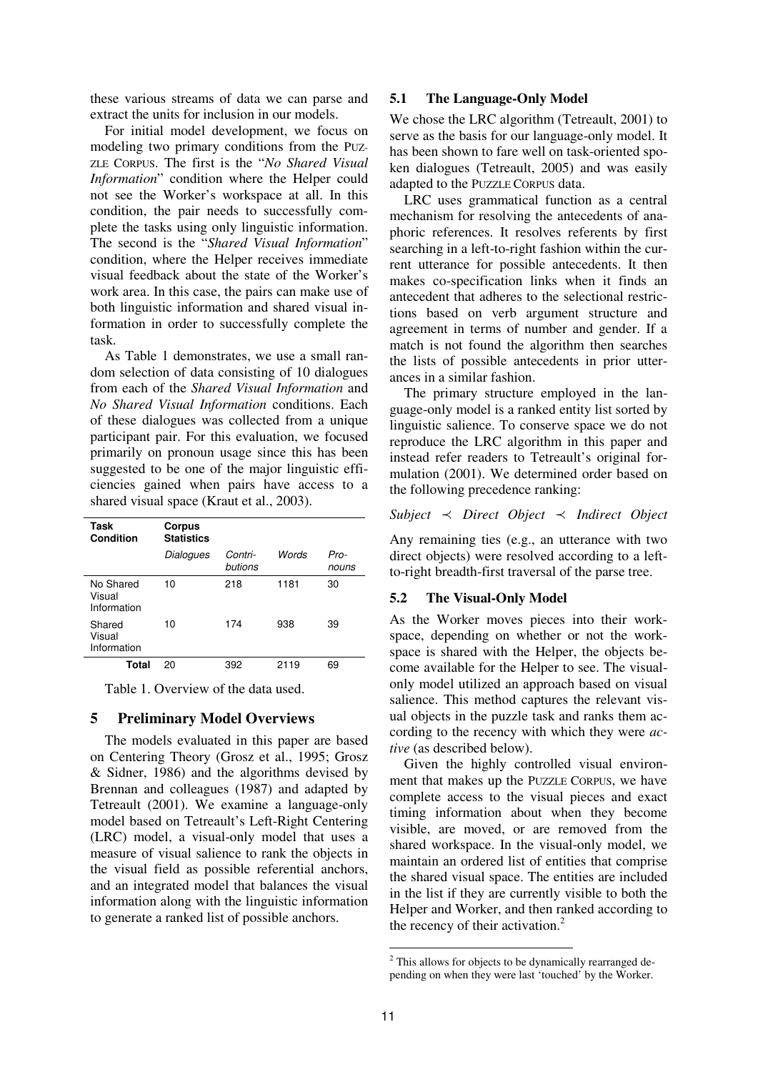these various streams of data we can parse and extract the units for inclusion in our models.

For initial model development, we focus on modeling two primary conditions from the PUZZLE CORPUS. The first is the "*No Shared Visual Information*" condition where the Helper could not see the Worker's workspace at all. In this condition, the pair needs to successfully complete the tasks using only linguistic information. The second is the "*Shared Visual Information*" condition, where the Helper receives immediate visual feedback about the state of the Worker's work area. In this case, the pairs can make use of both linguistic information and shared visual information in order to successfully complete the task.

As Table 1 demonstrates, we use a small random selection of data consisting of 10 dialogues from each of the *Shared Visual Information* and *No Shared Visual Information* conditions. Each of these dialogues was collected from a unique participant pair. For this evaluation, we focused primarily on pronoun usage since this has been suggested to be one of the major linguistic efficiencies gained when pairs have access to a shared visual space (Kraut et al., 2003).

| Task Condition | Corpus Statistics | | | |
|---|---|---|---|---|
| | *Dialogues* | *Contri-butions* | *Words* | *Pro-nouns* |
| No Shared Visual Information | 10 | 218 | 1181 | 30 |
| Shared Visual Information | 10 | 174 | 938 | 39 |
| **Total** | 20 | 392 | 2119 | 69 |

Table 1. Overview of the data used.

## 5 Preliminary Model Overviews

The models evaluated in this paper are based on Centering Theory (Grosz et al., 1995; Grosz & Sidner, 1986) and the algorithms devised by Brennan and colleagues (1987) and adapted by Tetreault (2001). We examine a language-only model based on Tetreault's Left-Right Centering (LRC) model, a visual-only model that uses a measure of visual salience to rank the objects in the visual field as possible referential anchors, and an integrated model that balances the visual information along with the linguistic information to generate a ranked list of possible anchors.

### 5.1 The Language-Only Model

We chose the LRC algorithm (Tetreault, 2001) to serve as the basis for our language-only model. It has been shown to fare well on task-oriented spoken dialogues (Tetreault, 2005) and was easily adapted to the PUZZLE CORPUS data.

LRC uses grammatical function as a central mechanism for resolving the antecedents of anaphoric references. It resolves referents by first searching in a left-to-right fashion within the current utterance for possible antecedents. It then makes co-specification links when it finds an antecedent that adheres to the selectional restrictions based on verb argument structure and agreement in terms of number and gender. If a match is not found the algorithm then searches the lists of possible antecedents in prior utterances in a similar fashion.

The primary structure employed in the language-only model is a ranked entity list sorted by linguistic salience. To conserve space we do not reproduce the LRC algorithm in this paper and instead refer readers to Tetreault's original formulation (2001). We determined order based on the following precedence ranking:

*Subject* $\prec$ *Direct Object* $\prec$ *Indirect Object*

Any remaining ties (e.g., an utterance with two direct objects) were resolved according to a left-to-right breadth-first traversal of the parse tree.

### 5.2 The Visual-Only Model

As the Worker moves pieces into their workspace, depending on whether or not the workspace is shared with the Helper, the objects become available for the Helper to see. The visual-only model utilized an approach based on visual salience. This method captures the relevant visual objects in the puzzle task and ranks them according to the recency with which they were *active* (as described below).

Given the highly controlled visual environment that makes up the PUZZLE CORPUS, we have complete access to the visual pieces and exact timing information about when they become visible, are moved, or are removed from the shared workspace. In the visual-only model, we maintain an ordered list of entities that comprise the shared visual space. The entities are included in the list if they are currently visible to both the Helper and Worker, and then ranked according to the recency of their activation.[2]

[2] This allows for objects to be dynamically rearranged depending on when they were last 'touched' by the Worker.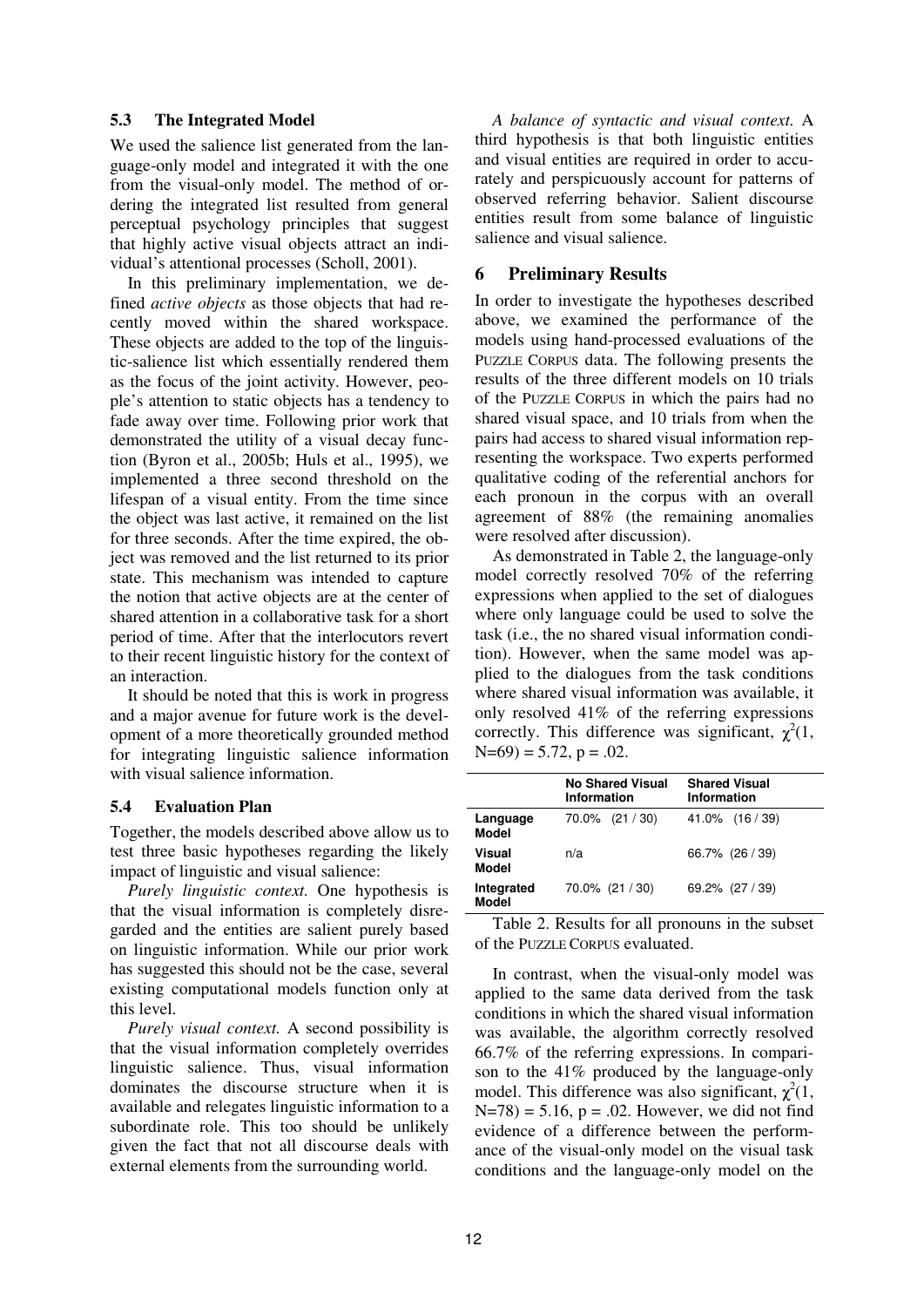### 5.3 The Integrated Model

We used the salience list generated from the language-only model and integrated it with the one from the visual-only model. The method of ordering the integrated list resulted from general perceptual psychology principles that suggest that highly active visual objects attract an individual's attentional processes (Scholl, 2001).

In this preliminary implementation, we defined *active objects* as those objects that had recently moved within the shared workspace. These objects are added to the top of the linguistic-salience list which essentially rendered them as the focus of the joint activity. However, people's attention to static objects has a tendency to fade away over time. Following prior work that demonstrated the utility of a visual decay function (Byron et al., 2005b; Huls et al., 1995), we implemented a three second threshold on the lifespan of a visual entity. From the time since the object was last active, it remained on the list for three seconds. After the time expired, the object was removed and the list returned to its prior state. This mechanism was intended to capture the notion that active objects are at the center of shared attention in a collaborative task for a short period of time. After that the interlocutors revert to their recent linguistic history for the context of an interaction.

It should be noted that this is work in progress and a major avenue for future work is the development of a more theoretically grounded method for integrating linguistic salience information with visual salience information.

### 5.4 Evaluation Plan

Together, the models described above allow us to test three basic hypotheses regarding the likely impact of linguistic and visual salience:

*Purely linguistic context.* One hypothesis is that the visual information is completely disregarded and the entities are salient purely based on linguistic information. While our prior work has suggested this should not be the case, several existing computational models function only at this level.

*Purely visual context.* A second possibility is that the visual information completely overrides linguistic salience. Thus, visual information dominates the discourse structure when it is available and relegates linguistic information to a subordinate role. This too should be unlikely given the fact that not all discourse deals with external elements from the surrounding world.

*A balance of syntactic and visual context.* A third hypothesis is that both linguistic entities and visual entities are required in order to accurately and perspicuously account for patterns of observed referring behavior. Salient discourse entities result from some balance of linguistic salience and visual salience.

## 6 Preliminary Results

In order to investigate the hypotheses described above, we examined the performance of the models using hand-processed evaluations of the PUZZLE CORPUS data. The following presents the results of the three different models on 10 trials of the PUZZLE CORPUS in which the pairs had no shared visual space, and 10 trials from when the pairs had access to shared visual information representing the workspace. Two experts performed qualitative coding of the referential anchors for each pronoun in the corpus with an overall agreement of 88% (the remaining anomalies were resolved after discussion).

As demonstrated in Table 2, the language-only model correctly resolved 70% of the referring expressions when applied to the set of dialogues where only language could be used to solve the task (i.e., the no shared visual information condition). However, when the same model was applied to the dialogues from the task conditions where shared visual information was available, it only resolved 41% of the referring expressions correctly. This difference was significant, $\chi^2(1, N=69) = 5.72$, $p = .02$.

| | No Shared Visual Information | Shared Visual Information |
|---|---|---|
| Language Model | 70.0% (21 / 30) | 41.0% (16 / 39) |
| Visual Model | n/a | 66.7% (26 / 39) |
| Integrated Model | 70.0% (21 / 30) | 69.2% (27 / 39) |

Table 2. Results for all pronouns in the subset of the PUZZLE CORPUS evaluated.

In contrast, when the visual-only model was applied to the same data derived from the task conditions in which the shared visual information was available, the algorithm correctly resolved 66.7% of the referring expressions. In comparison to the 41% produced by the language-only model. This difference was also significant, $\chi^2(1, N=78) = 5.16$, $p = .02$. However, we did not find evidence of a difference between the performance of the visual-only model on the visual task conditions and the language-only model on the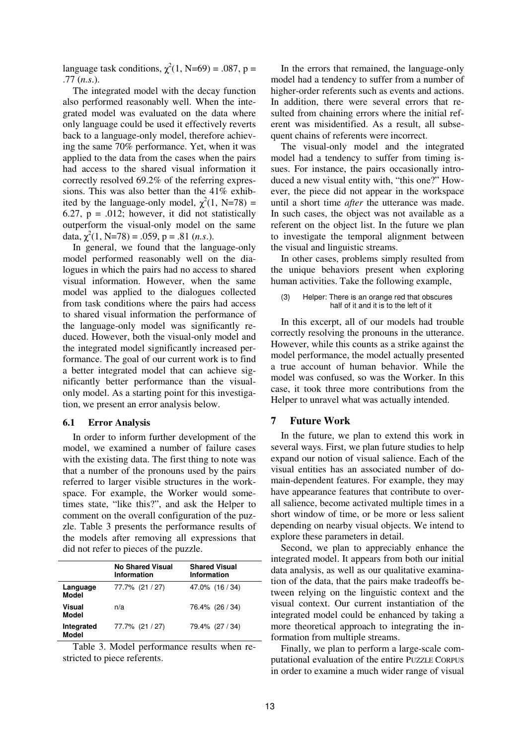language task conditions, $\chi^2(1, N=69) = .087$, $p = .77$ (*n.s.*).

The integrated model with the decay function also performed reasonably well. When the integrated model was evaluated on the data where only language could be used it effectively reverts back to a language-only model, therefore achieving the same 70% performance. Yet, when it was applied to the data from the cases when the pairs had access to the shared visual information it correctly resolved 69.2% of the referring expressions. This was also better than the 41% exhibited by the language-only model, $\chi^2(1, N=78) = 6.27$, $p = .012$; however, it did not statistically outperform the visual-only model on the same data, $\chi^2(1, N=78) = .059$, $p = .81$ (*n.s.*).

In general, we found that the language-only model performed reasonably well on the dialogues in which the pairs had no access to shared visual information. However, when the same model was applied to the dialogues collected from task conditions where the pairs had access to shared visual information the performance of the language-only model was significantly reduced. However, both the visual-only model and the integrated model significantly increased performance. The goal of our current work is to find a better integrated model that can achieve significantly better performance than the visual-only model. As a starting point for this investigation, we present an error analysis below.

### 6.1 Error Analysis

In order to inform further development of the model, we examined a number of failure cases with the existing data. The first thing to note was that a number of the pronouns used by the pairs referred to larger visible structures in the workspace. For example, the Worker would sometimes state, "like this?", and ask the Helper to comment on the overall configuration of the puzzle. Table 3 presents the performance results of the models after removing all expressions that did not refer to pieces of the puzzle.

| | **No Shared Visual Information** | **Shared Visual Information** |
|---|---|---|
| **Language Model** | 77.7% (21 / 27) | 47.0% (16 / 34) |
| **Visual Model** | n/a | 76.4% (26 / 34) |
| **Integrated Model** | 77.7% (21 / 27) | 79.4% (27 / 34) |

Table 3. Model performance results when restricted to piece referents.

In the errors that remained, the language-only model had a tendency to suffer from a number of higher-order referents such as events and actions. In addition, there were several errors that resulted from chaining errors where the initial referent was misidentified. As a result, all subsequent chains of referents were incorrect.

The visual-only model and the integrated model had a tendency to suffer from timing issues. For instance, the pairs occasionally introduced a new visual entity with, "this one?" However, the piece did not appear in the workspace until a short time *after* the utterance was made. In such cases, the object was not available as a referent on the object list. In the future we plan to investigate the temporal alignment between the visual and linguistic streams.

In other cases, problems simply resulted from the unique behaviors present when exploring human activities. Take the following example,

(3) Helper: There is an orange red that obscures half of it and it is to the left of it

In this excerpt, all of our models had trouble correctly resolving the pronouns in the utterance. However, while this counts as a strike against the model performance, the model actually presented a true account of human behavior. While the model was confused, so was the Worker. In this case, it took three more contributions from the Helper to unravel what was actually intended.

## 7 Future Work

In the future, we plan to extend this work in several ways. First, we plan future studies to help expand our notion of visual salience. Each of the visual entities has an associated number of domain-dependent features. For example, they may have appearance features that contribute to overall salience, become activated multiple times in a short window of time, or be more or less salient depending on nearby visual objects. We intend to explore these parameters in detail.

Second, we plan to appreciably enhance the integrated model. It appears from both our initial data analysis, as well as our qualitative examination of the data, that the pairs make tradeoffs between relying on the linguistic context and the visual context. Our current instantiation of the integrated model could be enhanced by taking a more theoretical approach to integrating the information from multiple streams.

Finally, we plan to perform a large-scale computational evaluation of the entire PUZZLE CORPUS in order to examine a much wider range of visual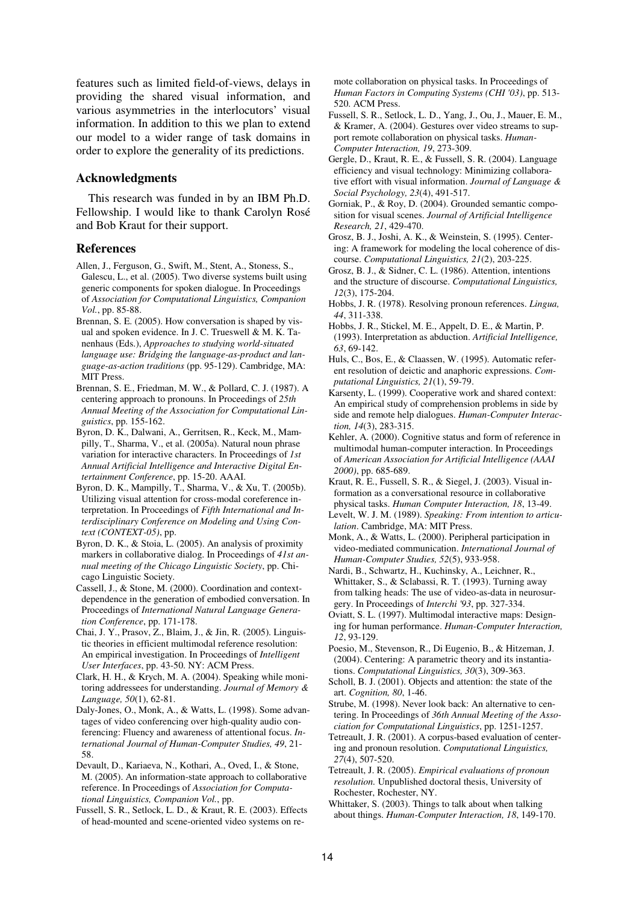features such as limited field-of-views, delays in providing the shared visual information, and various asymmetries in the interlocutors' visual information. In addition to this we plan to extend our model to a wider range of task domains in order to explore the generality of its predictions.

## Acknowledgments

This research was funded in by an IBM Ph.D. Fellowship. I would like to thank Carolyn Rosé and Bob Kraut for their support.

## References

Allen, J., Ferguson, G., Swift, M., Stent, A., Stoness, S., Galescu, L., et al. (2005). Two diverse systems built using generic components for spoken dialogue. In Proceedings of *Association for Computational Linguistics, Companion Vol.*, pp. 85-88.

Brennan, S. E. (2005). How conversation is shaped by visual and spoken evidence. In J. C. Trueswell & M. K. Tanenhaus (Eds.), *Approaches to studying world-situated language use: Bridging the language-as-product and language-as-action traditions* (pp. 95-129). Cambridge, MA: MIT Press.

Brennan, S. E., Friedman, M. W., & Pollard, C. J. (1987). A centering approach to pronouns. In Proceedings of *25th Annual Meeting of the Association for Computational Linguistics*, pp. 155-162.

Byron, D. K., Dalwani, A., Gerritsen, R., Keck, M., Mampilly, T., Sharma, V., et al. (2005a). Natural noun phrase variation for interactive characters. In Proceedings of *1st Annual Artificial Intelligence and Interactive Digital Entertainment Conference*, pp. 15-20. AAAI.

Byron, D. K., Mampilly, T., Sharma, V., & Xu, T. (2005b). Utilizing visual attention for cross-modal coreference interpretation. In Proceedings of *Fifth International and Interdisciplinary Conference on Modeling and Using Context (CONTEXT-05)*, pp.

Byron, D. K., & Stoia, L. (2005). An analysis of proximity markers in collaborative dialog. In Proceedings of *41st annual meeting of the Chicago Linguistic Society*, pp. Chicago Linguistic Society.

Cassell, J., & Stone, M. (2000). Coordination and context-dependence in the generation of embodied conversation. In Proceedings of *International Natural Language Generation Conference*, pp. 171-178.

Chai, J. Y., Prasov, Z., Blaim, J., & Jin, R. (2005). Linguistic theories in efficient multimodal reference resolution: An empirical investigation. In Proceedings of *Intelligent User Interfaces*, pp. 43-50. NY: ACM Press.

Clark, H. H., & Krych, M. A. (2004). Speaking while monitoring addressees for understanding. *Journal of Memory & Language, 50*(1), 62-81.

Daly-Jones, O., Monk, A., & Watts, L. (1998). Some advantages of video conferencing over high-quality audio conferencing: Fluency and awareness of attentional focus. *International Journal of Human-Computer Studies, 49*, 21-58.

Devault, D., Kariaeva, N., Kothari, A., Oved, I., & Stone, M. (2005). An information-state approach to collaborative reference. In Proceedings of *Association for Computational Linguistics, Companion Vol.*, pp.

Fussell, S. R., Setlock, L. D., & Kraut, R. E. (2003). Effects of head-mounted and scene-oriented video systems on remote collaboration on physical tasks. In Proceedings of *Human Factors in Computing Systems (CHI '03)*, pp. 513-520. ACM Press.

Fussell, S. R., Setlock, L. D., Yang, J., Ou, J., Mauer, E. M., & Kramer, A. (2004). Gestures over video streams to support remote collaboration on physical tasks. *Human-Computer Interaction, 19*, 273-309.

Gergle, D., Kraut, R. E., & Fussell, S. R. (2004). Language efficiency and visual technology: Minimizing collaborative effort with visual information. *Journal of Language & Social Psychology, 23*(4), 491-517.

Gorniak, P., & Roy, D. (2004). Grounded semantic composition for visual scenes. *Journal of Artificial Intelligence Research, 21*, 429-470.

Grosz, B. J., Joshi, A. K., & Weinstein, S. (1995). Centering: A framework for modeling the local coherence of discourse. *Computational Linguistics, 21*(2), 203-225.

Grosz, B. J., & Sidner, C. L. (1986). Attention, intentions and the structure of discourse. *Computational Linguistics, 12*(3), 175-204.

Hobbs, J. R. (1978). Resolving pronoun references. *Lingua, 44*, 311-338.

Hobbs, J. R., Stickel, M. E., Appelt, D. E., & Martin, P. (1993). Interpretation as abduction. *Artificial Intelligence, 63*, 69-142.

Huls, C., Bos, E., & Claassen, W. (1995). Automatic referent resolution of deictic and anaphoric expressions. *Computational Linguistics, 21*(1), 59-79.

Karsenty, L. (1999). Cooperative work and shared context: An empirical study of comprehension problems in side by side and remote help dialogues. *Human-Computer Interaction, 14*(3), 283-315.

Kehler, A. (2000). Cognitive status and form of reference in multimodal human-computer interaction. In Proceedings of *American Association for Artificial Intelligence (AAAI 2000)*, pp. 685-689.

Kraut, R. E., Fussell, S. R., & Siegel, J. (2003). Visual information as a conversational resource in collaborative physical tasks. *Human Computer Interaction, 18*, 13-49.

Levelt, W. J. M. (1989). *Speaking: From intention to articulation*. Cambridge, MA: MIT Press.

Monk, A., & Watts, L. (2000). Peripheral participation in video-mediated communication. *International Journal of Human-Computer Studies, 52*(5), 933-958.

Nardi, B., Schwartz, H., Kuchinsky, A., Leichner, R., Whittaker, S., & Sclabassi, R. T. (1993). Turning away from talking heads: The use of video-as-data in neurosurgery. In Proceedings of *Interchi '93*, pp. 327-334.

Oviatt, S. L. (1997). Multimodal interactive maps: Designing for human performance. *Human-Computer Interaction, 12*, 93-129.

Poesio, M., Stevenson, R., Di Eugenio, B., & Hitzeman, J. (2004). Centering: A parametric theory and its instantiations. *Computational Linguistics, 30*(3), 309-363.

Scholl, B. J. (2001). Objects and attention: the state of the art. *Cognition, 80*, 1-46.

Strube, M. (1998). Never look back: An alternative to centering. In Proceedings of *36th Annual Meeting of the Association for Computational Linguistics*, pp. 1251-1257.

Tetreault, J. R. (2001). A corpus-based evaluation of centering and pronoun resolution. *Computational Linguistics, 27*(4), 507-520.

Tetreault, J. R. (2005). *Empirical evaluations of pronoun resolution.* Unpublished doctoral thesis, University of Rochester, Rochester, NY.

Whittaker, S. (2003). Things to talk about when talking about things. *Human-Computer Interaction, 18*, 149-170.